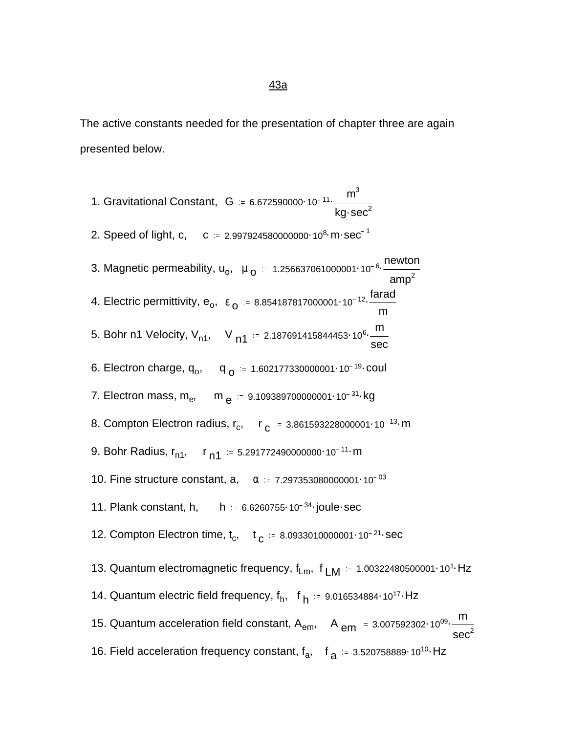43a

The active constants needed for the presentation of chapter three are again presented below.

1. Gravitational Constant, $G := 6.672590000 \cdot 10^{-11} \cdot \frac{m^3}{kg \cdot sec^2}$

2. Speed of light, c, $c := 2.997924580000000 \cdot 10^{8} \cdot m \cdot sec^{-1}$

3. Magnetic permeability, $u_o$, $\mu_o := 1.256637061000001 \cdot 10^{-6} \cdot \frac{newton}{amp^2}$

4. Electric permittivity, $e_o$, $\varepsilon_o := 8.854187817000001 \cdot 10^{-12} \cdot \frac{farad}{m}$

5. Bohr n1 Velocity, $V_{n1}$, $V_{n1} := 2.187691415844453 \cdot 10^{6} \cdot \frac{m}{sec}$

6. Electron charge, $q_o$, $q_o := 1.602177330000001 \cdot 10^{-19} \cdot coul$

7. Electron mass, $m_e$, $m_e := 9.109389700000001 \cdot 10^{-31} \cdot kg$

8. Compton Electron radius, $r_c$, $r_c := 3.861593228000001 \cdot 10^{-13} \cdot m$

9. Bohr Radius, $r_{n1}$, $r_{n1} := 5.291772490000000 \cdot 10^{-11} \cdot m$

10. Fine structure constant, a, $\alpha := 7.297353080000001 \cdot 10^{-03}$

11. Plank constant, h, $h := 6.6260755 \cdot 10^{-34} \cdot joule \cdot sec$

12. Compton Electron time, $t_c$, $t_c := 8.0933010000001 \cdot 10^{-21} \cdot sec$

13. Quantum electromagnetic frequency, $f_{Lm}$, $f_{LM} := 1.00322480500001 \cdot 10^{1} \cdot Hz$

14. Quantum electric field frequency, $f_h$, $f_h := 9.016534884 \cdot 10^{17} \cdot Hz$

15. Quantum acceleration field constant, $A_{em}$, $A_{em} := 3.007592302 \cdot 10^{09} \cdot \frac{m}{sec^2}$

16. Field acceleration frequency constant, $f_a$, $f_a := 3.520758889 \cdot 10^{10} \cdot Hz$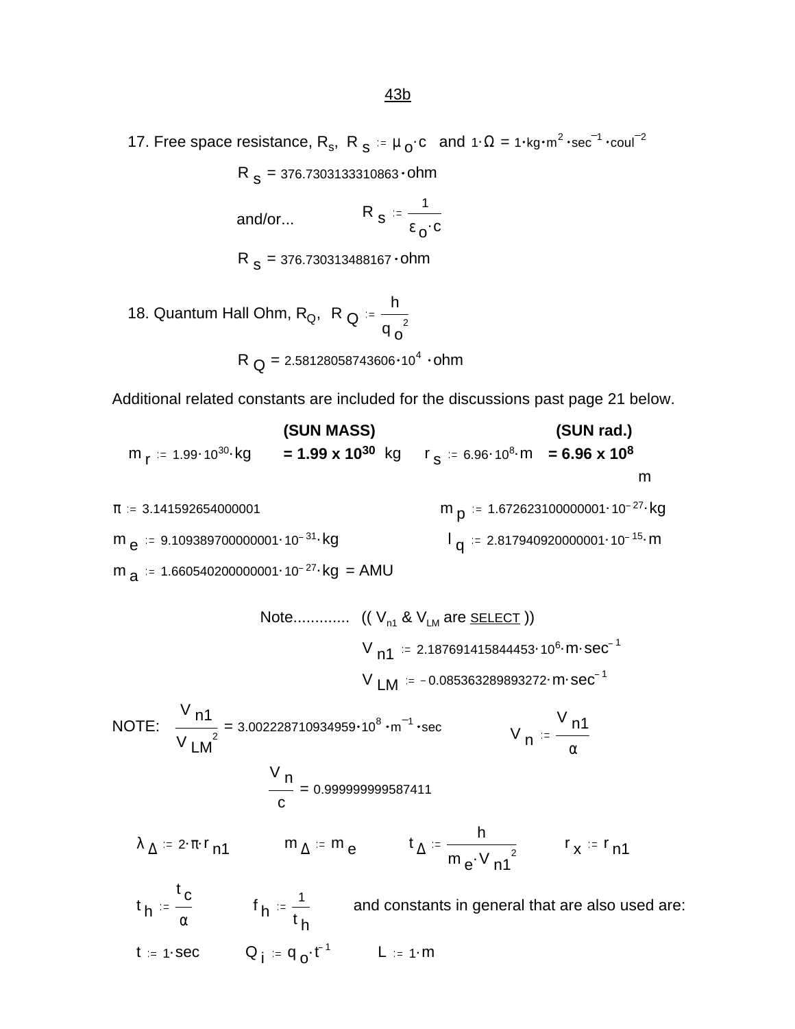43b

17. Free space resistance, $R_s$, $R_s := \mu_o \cdot c$ and $1 \cdot \Omega = 1 \cdot kg \cdot m^2 \cdot sec^{-1} \cdot coul^{-2}$

$$R_s = 376.7303133310863 \cdot ohm$$

and/or... $R_s := \dfrac{1}{\varepsilon_o \cdot c}$

$$R_s = 376.730313488167 \cdot ohm$$

18. Quantum Hall Ohm, $R_Q$, $R_Q := \dfrac{h}{{q_o}^2}$

$$R_Q = 2.58128058743606 \cdot 10^4 \cdot ohm$$

Additional related constants are included for the discussions past page 21 below.

**(SUN MASS)** **(SUN rad.)**

$m_r := 1.99 \cdot 10^{30} \cdot kg$ **= 1.99 x 10^30** kg $r_s := 6.96 \cdot 10^8 \cdot m$ **= 6.96 x 10^8** m

$\pi := 3.141592654000001$ $m_p := 1.672623100000001 \cdot 10^{-27} \cdot kg$

$m_e := 9.109389700000001 \cdot 10^{-31} \cdot kg$ $l_q := 2.817940920000001 \cdot 10^{-15} \cdot m$

$m_a := 1.660540200000001 \cdot 10^{-27} \cdot kg$ = AMU

Note............ (( $V_{n1}$ & $V_{LM}$ are <u>SELECT</u> ))

$$V_{n1} := 2.187691415844453 \cdot 10^6 \cdot m \cdot sec^{-1}$$

$$V_{LM} := -0.085363289893272 \cdot m \cdot sec^{-1}$$

NOTE: $\dfrac{V_{n1}}{{V_{LM}}^2} = 3.002228710934959 \cdot 10^8 \cdot m^{-1} \cdot sec$ $V_n := \dfrac{V_{n1}}{\alpha}$

$$\frac{V_n}{c} = 0.999999999587411$$

$\lambda_\Delta := 2 \cdot \pi \cdot r_{n1}$ $m_\Delta := m_e$ $t_\Delta := \dfrac{h}{m_e \cdot {V_{n1}}^2}$ $r_x := r_{n1}$

$t_h := \dfrac{t_c}{\alpha}$ $f_h := \dfrac{1}{t_h}$ and constants in general that are also used are:

$t := 1 \cdot sec$ $Q_i := q_o \cdot t^{-1}$ $L := 1 \cdot m$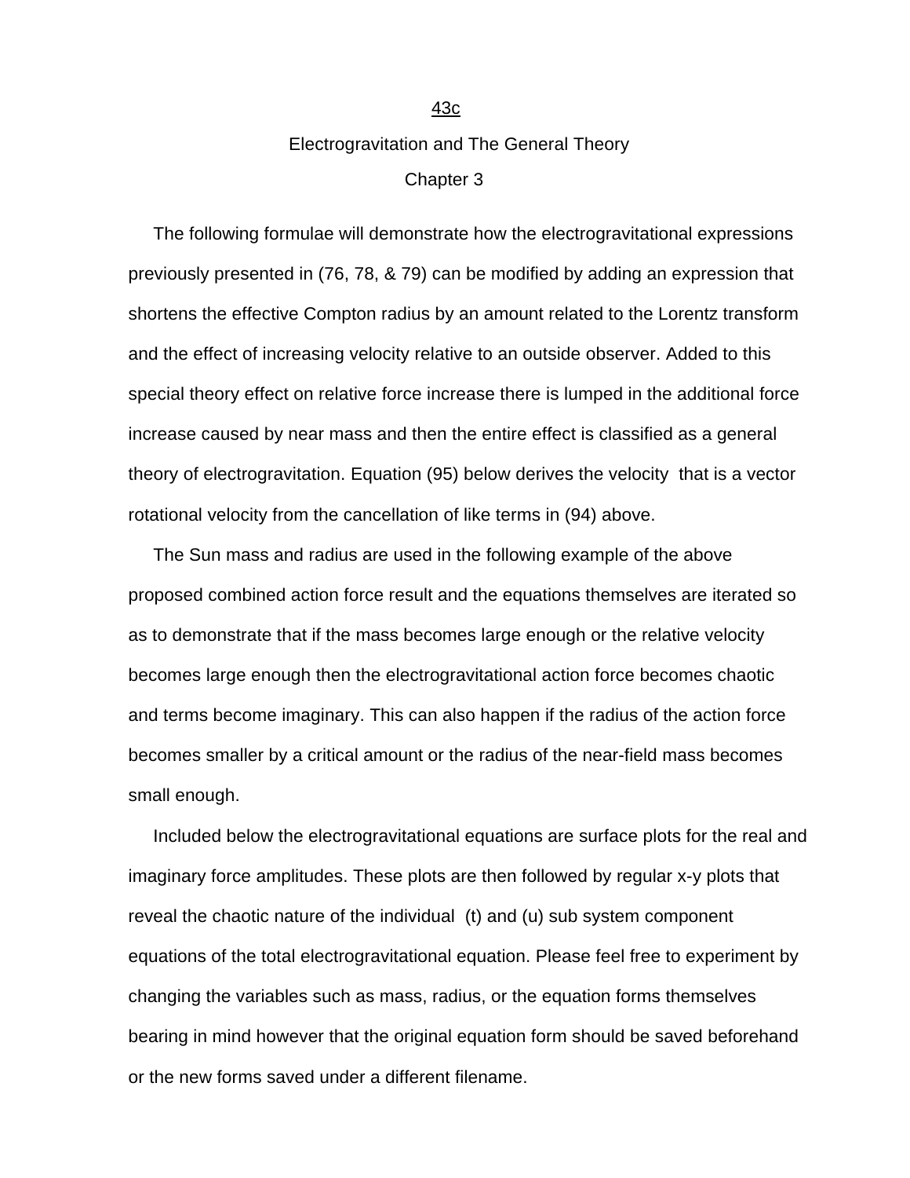43c

Electrogravitation and The General Theory

Chapter 3

The following formulae will demonstrate how the electrogravitational expressions previously presented in (76, 78, & 79) can be modified by adding an expression that shortens the effective Compton radius by an amount related to the Lorentz transform and the effect of increasing velocity relative to an outside observer. Added to this special theory effect on relative force increase there is lumped in the additional force increase caused by near mass and then the entire effect is classified as a general theory of electrogravitation. Equation (95) below derives the velocity that is a vector rotational velocity from the cancellation of like terms in (94) above.

The Sun mass and radius are used in the following example of the above proposed combined action force result and the equations themselves are iterated so as to demonstrate that if the mass becomes large enough or the relative velocity becomes large enough then the electrogravitational action force becomes chaotic and terms become imaginary. This can also happen if the radius of the action force becomes smaller by a critical amount or the radius of the near-field mass becomes small enough.

Included below the electrogravitational equations are surface plots for the real and imaginary force amplitudes. These plots are then followed by regular x-y plots that reveal the chaotic nature of the individual (t) and (u) sub system component equations of the total electrogravitational equation. Please feel free to experiment by changing the variables such as mass, radius, or the equation forms themselves bearing in mind however that the original equation form should be saved beforehand or the new forms saved under a different filename.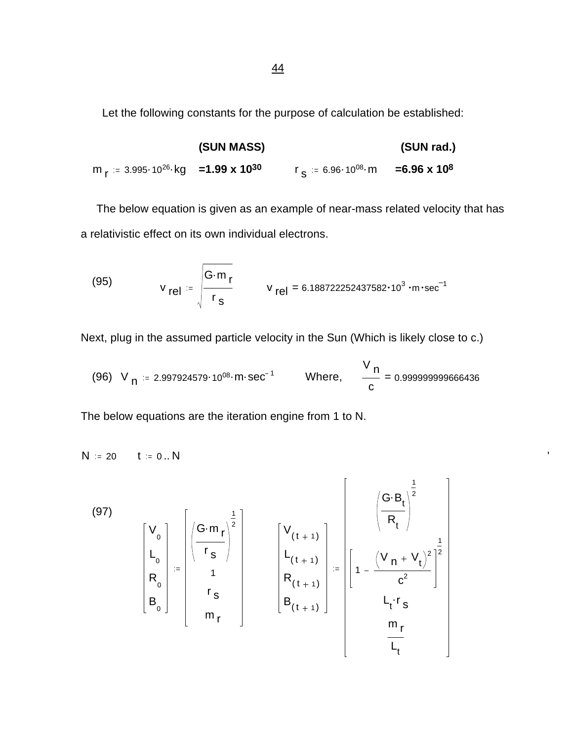Let the following constants for the purpose of calculation be established:

| | **(SUN MASS)** | | **(SUN rad.)** |
|---|---|---|---|
| $m_r := 3.995 \cdot 10^{26} \cdot kg$ | **$=1.99 \times 10^{30}$** | $r_s := 6.96 \cdot 10^{08} \cdot m$ | **$=6.96 \times 10^{8}$** |

The below equation is given as an example of near-mass related velocity that has a relativistic effect on its own individual electrons.

(95)

$$v_{rel} := \sqrt{\frac{G \cdot m_r}{r_s}} \qquad v_{rel} = 6.188722252437582 \cdot 10^{3} \cdot m \cdot sec^{-1}$$

Next, plug in the assumed particle velocity in the Sun (Which is likely close to c.)

(96)

$$V_n := 2.997924579 \cdot 10^{08} \cdot m \cdot sec^{-1} \qquad \text{Where,} \qquad \frac{V_n}{c} = 0.999999999666436$$

The below equations are the iteration engine from 1 to N.

$N := 20 \qquad t := 0 .. N$

(97)

$$\begin{bmatrix} V_0 \\ L_0 \\ R_0 \\ B_0 \end{bmatrix} := \begin{bmatrix} \left(\dfrac{G \cdot m_r}{r_s}\right)^{\frac{1}{2}} \\ 1 \\ r_s \\ m_r \end{bmatrix} \qquad \begin{bmatrix} V_{(t+1)} \\ L_{(t+1)} \\ R_{(t+1)} \\ B_{(t+1)} \end{bmatrix} := \begin{bmatrix} \left(\dfrac{G \cdot B_t}{R_t}\right)^{\frac{1}{2}} \\ \left[1 - \dfrac{\left(V_n + V_t\right)^2}{c^2}\right]^{\frac{1}{2}} \\ L_t \cdot r_s \\ \dfrac{m_r}{L_t} \end{bmatrix}$$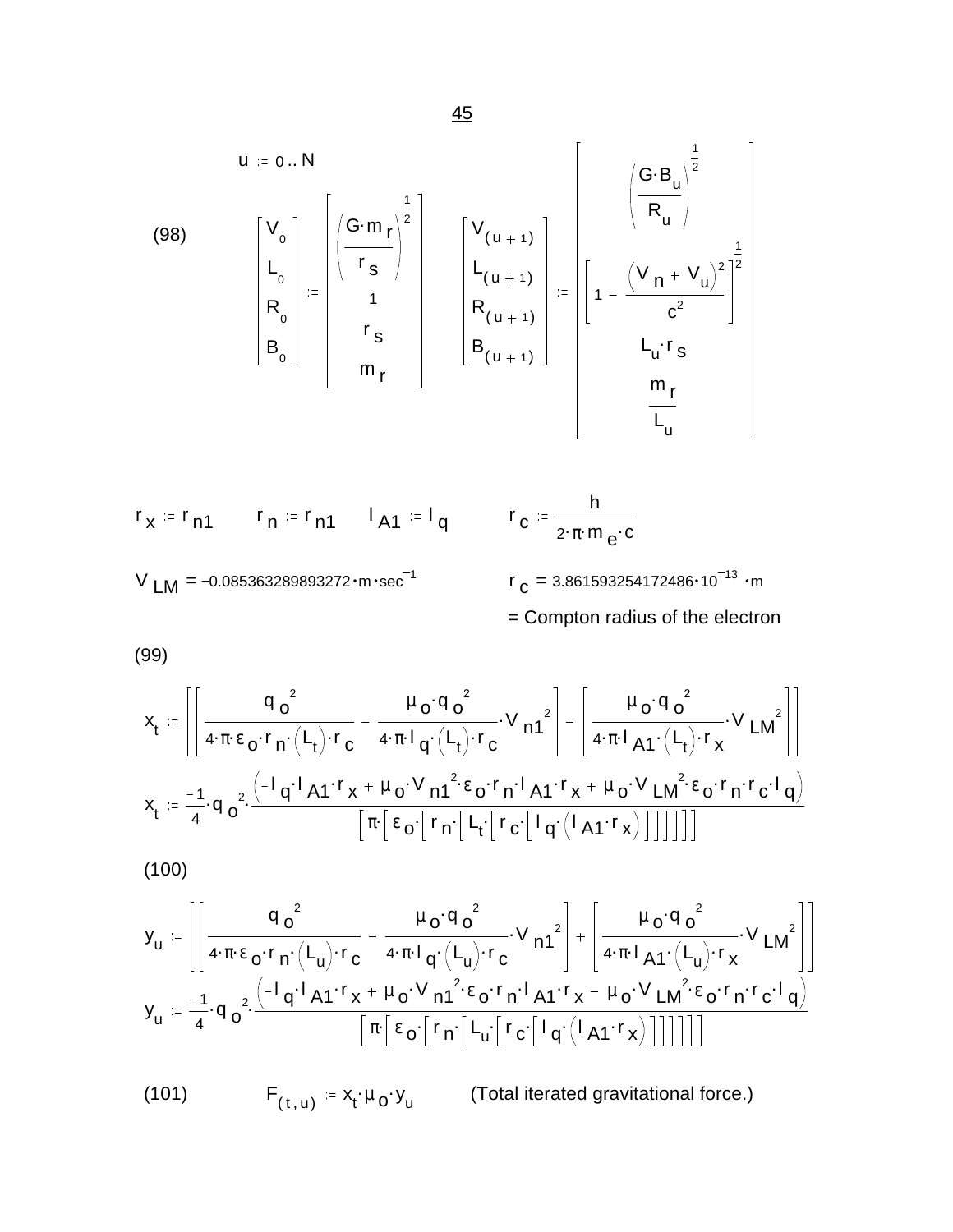$$u := 0 .. N$$

(98)

$$\begin{bmatrix} V_0 \\ L_0 \\ R_0 \\ B_0 \end{bmatrix} := \begin{bmatrix} \left(\dfrac{G \cdot m_r}{r_s}\right)^{\frac{1}{2}} \\ 1 \\ r_s \\ m_r \end{bmatrix} \qquad \begin{bmatrix} V_{(u+1)} \\ L_{(u+1)} \\ R_{(u+1)} \\ B_{(u+1)} \end{bmatrix} := \begin{bmatrix} \left(\dfrac{G \cdot B_u}{R_u}\right)^{\frac{1}{2}} \\ \left[1 - \dfrac{\left(V_n + V_u\right)^2}{c^2}\right]^{\frac{1}{2}} \\ L_u \cdot r_s \\ \dfrac{m_r}{L_u} \end{bmatrix}$$

$$r_x := r_{n1} \qquad r_n := r_{n1} \qquad l_{A1} := l_q \qquad r_c := \frac{h}{2 \cdot \pi \cdot m_e \cdot c}$$

$$V_{LM} = -0.085363289893272 \cdot m \cdot sec^{-1} \qquad r_c = 3.861593254172486 \cdot 10^{-13} \cdot m$$

= Compton radius of the electron

(99)

$$x_t := \left[\left[\frac{q_o^2}{4 \cdot \pi \cdot \varepsilon_o \cdot r_n \cdot \left(L_t\right) \cdot r_c} - \frac{\mu_o \cdot q_o^2}{4 \cdot \pi \cdot l_q \cdot \left(L_t\right) \cdot r_c} \cdot V_{n1}^2\right] - \left[\frac{\mu_o \cdot q_o^2}{4 \cdot \pi \cdot l_{A1} \cdot \left(L_t\right) \cdot r_x} \cdot V_{LM}^2\right]\right]$$

$$x_t := \frac{-1}{4} \cdot q_o^2 \cdot \frac{\left(-l_q \cdot l_{A1} \cdot r_x + \mu_o \cdot V_{n1}^2 \cdot \varepsilon_o \cdot r_n \cdot l_{A1} \cdot r_x + \mu_o \cdot V_{LM}^2 \cdot \varepsilon_o \cdot r_n \cdot r_c \cdot l_q\right)}{\left[\pi \cdot \left[\varepsilon_o \cdot \left[r_n \cdot \left[L_t \cdot \left[r_c \cdot \left[l_q \cdot \left(l_{A1} \cdot r_x\right)\right]\right]\right]\right]\right]\right]}$$

(100)

$$y_u := \left[\left[\frac{q_o^2}{4 \cdot \pi \cdot \varepsilon_o \cdot r_n \cdot \left(L_u\right) \cdot r_c} - \frac{\mu_o \cdot q_o^2}{4 \cdot \pi \cdot l_q \cdot \left(L_u\right) \cdot r_c} \cdot V_{n1}^2\right] + \left[\frac{\mu_o \cdot q_o^2}{4 \cdot \pi \cdot l_{A1} \cdot \left(L_u\right) \cdot r_x} \cdot V_{LM}^2\right]\right]$$

$$y_u := \frac{-1}{4} \cdot q_o^2 \cdot \frac{\left(-l_q \cdot l_{A1} \cdot r_x + \mu_o \cdot V_{n1}^2 \cdot \varepsilon_o \cdot r_n \cdot l_{A1} \cdot r_x - \mu_o \cdot V_{LM}^2 \cdot \varepsilon_o \cdot r_n \cdot r_c \cdot l_q\right)}{\left[\pi \cdot \left[\varepsilon_o \cdot \left[r_n \cdot \left[L_u \cdot \left[r_c \cdot \left[l_q \cdot \left(l_{A1} \cdot r_x\right)\right]\right]\right]\right]\right]\right]}$$

(101) $$F_{(t,u)} := x_t \cdot \mu_o \cdot y_u$$ (Total iterated gravitational force.)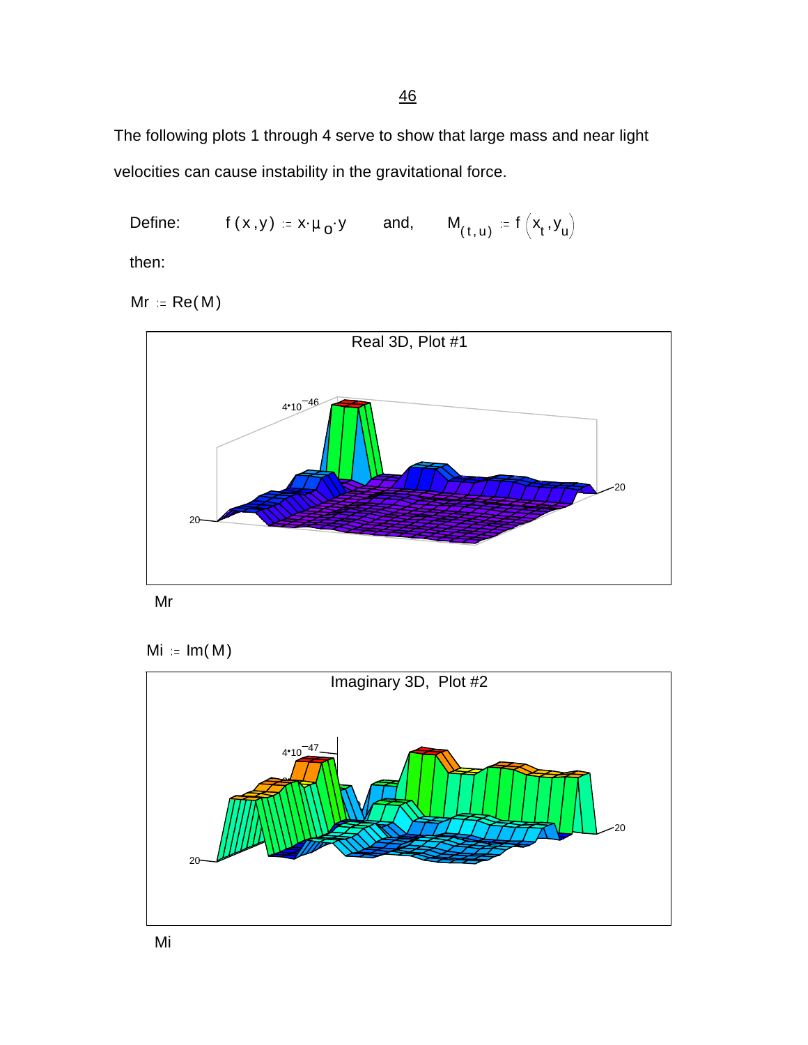The following plots 1 through 4 serve to show that large mass and near light velocities can cause instability in the gravitational force.

Define: $f(x,y) := x \cdot \mu_o \cdot y$ and, $M_{(t,u)} := f\left(x_t, y_u\right)$

then:

$Mr := Re(M)$

Real 3D, Plot #1

$4 \cdot 10^{-46}$

20

20

Mr

$Mi := Im(M)$

Imaginary 3D, Plot #2

$4 \cdot 10^{-47}$

20

20

Mi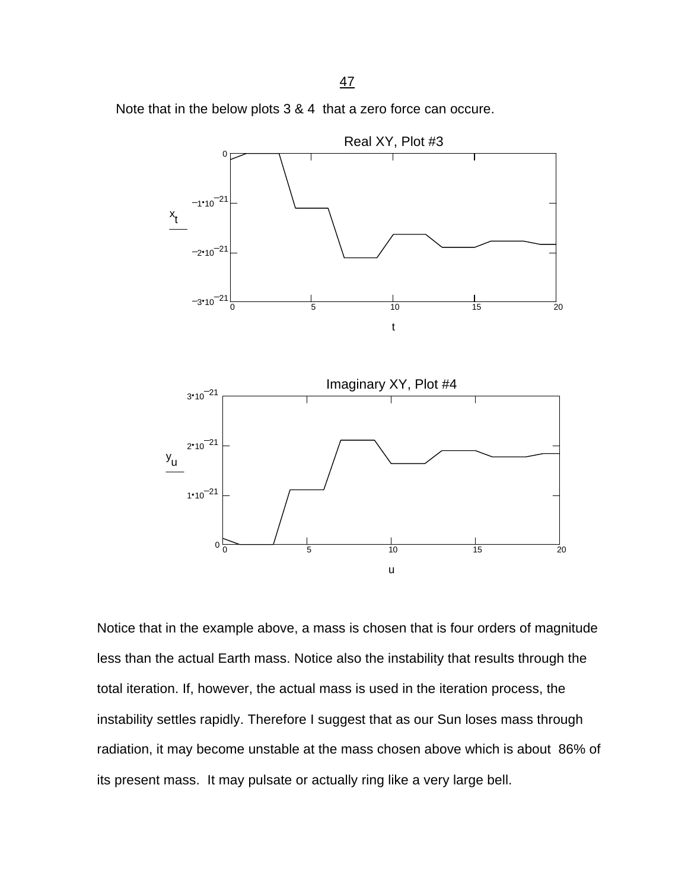Note that in the below plots 3 & 4 that a zero force can occure.

Real XY, Plot #3

Imaginary XY, Plot #4

Notice that in the example above, a mass is chosen that is four orders of magnitude less than the actual Earth mass. Notice also the instability that results through the total iteration. If, however, the actual mass is used in the iteration process, the instability settles rapidly. Therefore I suggest that as our Sun loses mass through radiation, it may become unstable at the mass chosen above which is about 86% of its present mass. It may pulsate or actually ring like a very large bell.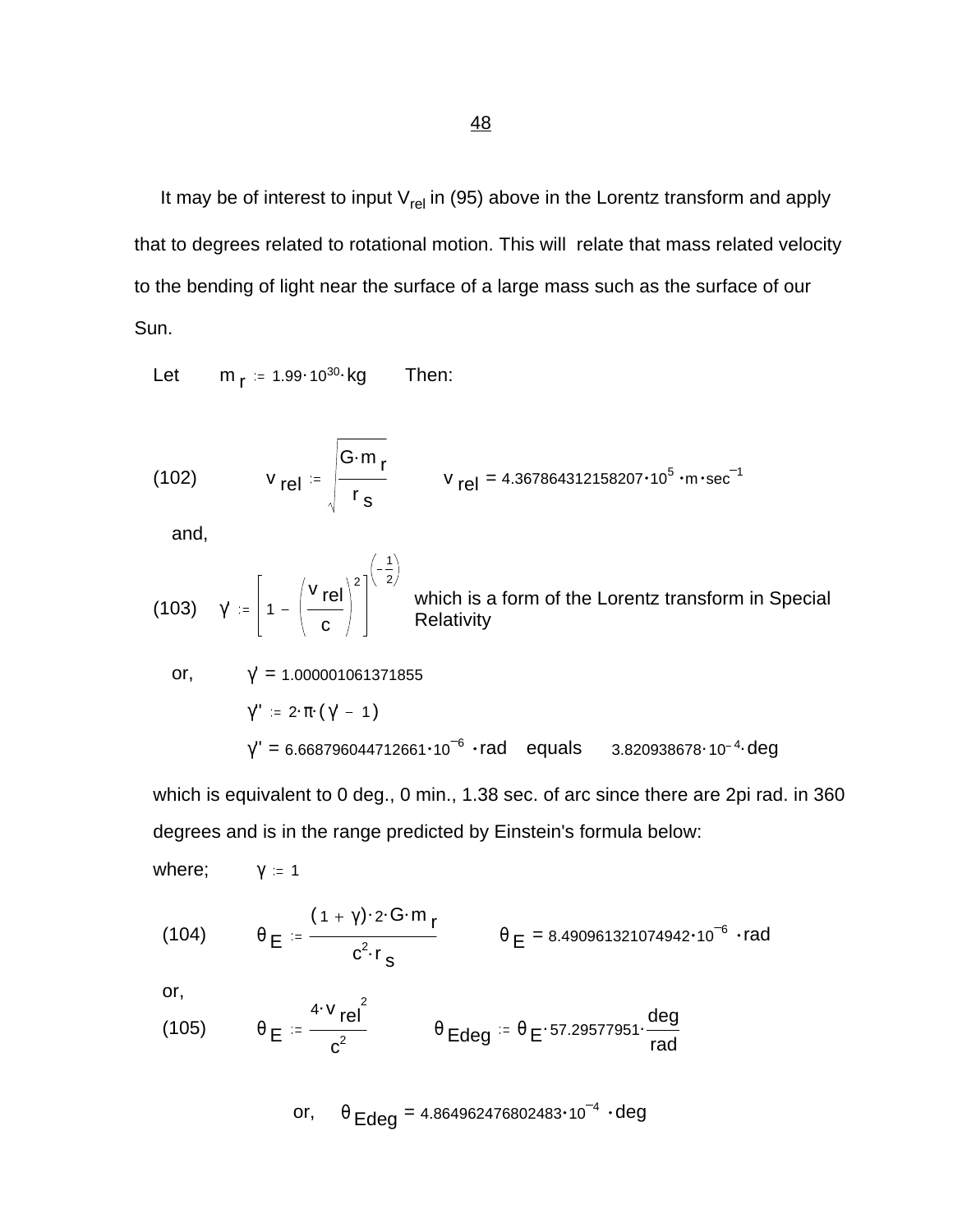It may be of interest to input $V_{rel}$ in (95) above in the Lorentz transform and apply that to degrees related to rotational motion. This will relate that mass related velocity to the bending of light near the surface of a large mass such as the surface of our Sun.

Let $\quad m_r := 1.99 \cdot 10^{30} \cdot kg \quad$ Then:

(102) $$v_{rel} := \sqrt{\frac{G \cdot m_r}{r_s}} \qquad v_{rel} = 4.367864312158207 \cdot 10^5 \cdot m \cdot sec^{-1}$$

and,

(103) $$\gamma' := \left[1 - \left(\frac{v_{rel}}{c}\right)^2\right]^{\left(-\frac{1}{2}\right)}$$ which is a form of the Lorentz transform in Special Relativity

or, $\quad \gamma' = 1.000001061371855$

$\gamma'' := 2 \cdot \pi \cdot (\gamma' - 1)$

$\gamma'' = 6.668796044712661 \cdot 10^{-6} \cdot rad \quad$ equals $\quad 3.820938678 \cdot 10^{-4} \cdot deg$

which is equivalent to 0 deg., 0 min., 1.38 sec. of arc since there are 2pi rad. in 360 degrees and is in the range predicted by Einstein's formula below:

where; $\quad \gamma := 1$

(104) $$\theta_E := \frac{(1 + \gamma) \cdot 2 \cdot G \cdot m_r}{c^2 \cdot r_s} \qquad \theta_E = 8.490961321074942 \cdot 10^{-6} \cdot rad$$

or,

(105) $$\theta_E := \frac{4 \cdot v_{rel}^2}{c^2} \qquad \theta_{Edeg} := \theta_E \cdot 57.29577951 \cdot \frac{deg}{rad}$$

or, $\quad \theta_{Edeg} = 4.864962476802483 \cdot 10^{-4} \cdot deg$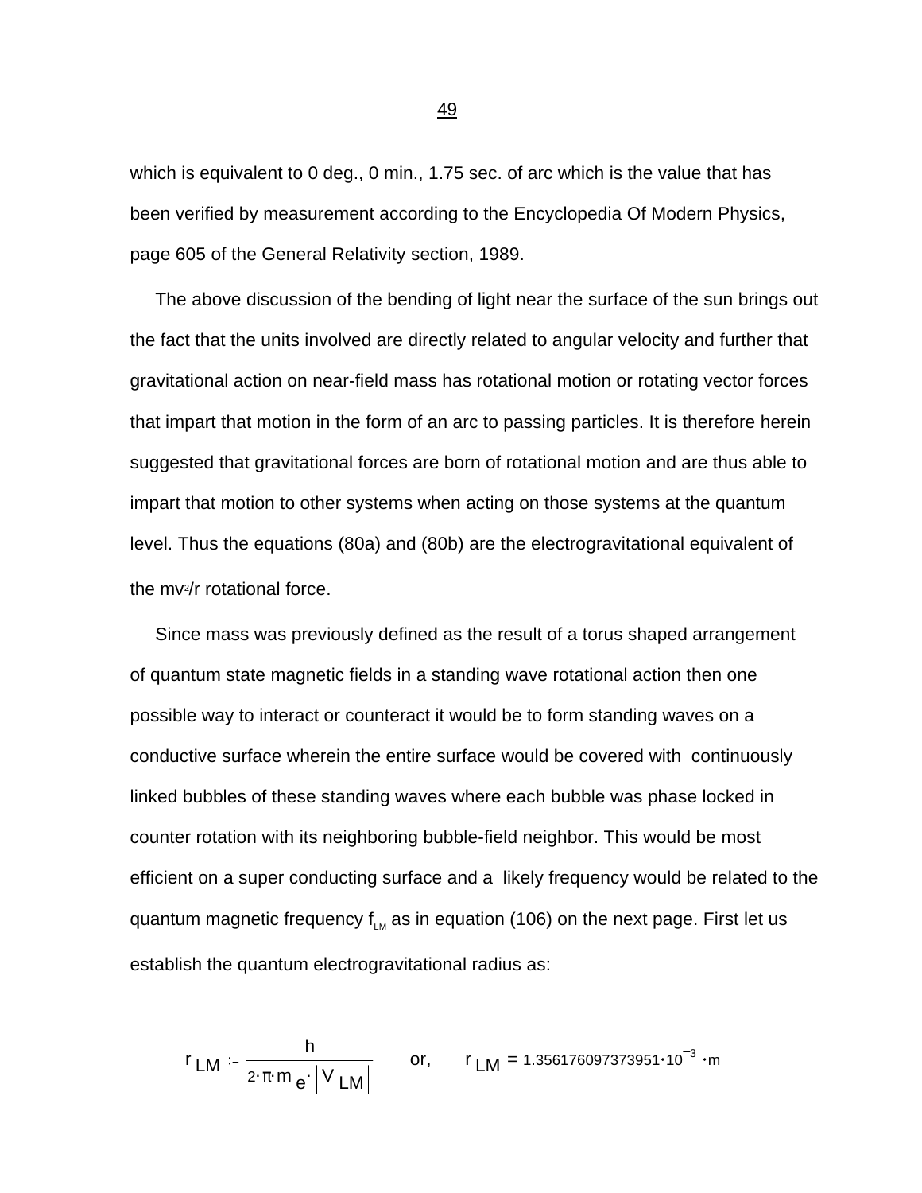which is equivalent to 0 deg., 0 min., 1.75 sec. of arc which is the value that has been verified by measurement according to the Encyclopedia Of Modern Physics, page 605 of the General Relativity section, 1989.

The above discussion of the bending of light near the surface of the sun brings out the fact that the units involved are directly related to angular velocity and further that gravitational action on near-field mass has rotational motion or rotating vector forces that impart that motion in the form of an arc to passing particles. It is therefore herein suggested that gravitational forces are born of rotational motion and are thus able to impart that motion to other systems when acting on those systems at the quantum level. Thus the equations (80a) and (80b) are the electrogravitational equivalent of the $mv^2/r$ rotational force.

Since mass was previously defined as the result of a torus shaped arrangement of quantum state magnetic fields in a standing wave rotational action then one possible way to interact or counteract it would be to form standing waves on a conductive surface wherein the entire surface would be covered with continuously linked bubbles of these standing waves where each bubble was phase locked in counter rotation with its neighboring bubble-field neighbor. This would be most efficient on a super conducting surface and a likely frequency would be related to the quantum magnetic frequency $f_{LM}$ as in equation (106) on the next page. First let us establish the quantum electrogravitational radius as:

$$r_{LM} := \frac{h}{2 \cdot \pi \cdot m_e \cdot \left| V_{LM} \right|} \qquad \text{or,} \qquad r_{LM} = 1.356176097373951 \cdot 10^{-3} \cdot m$$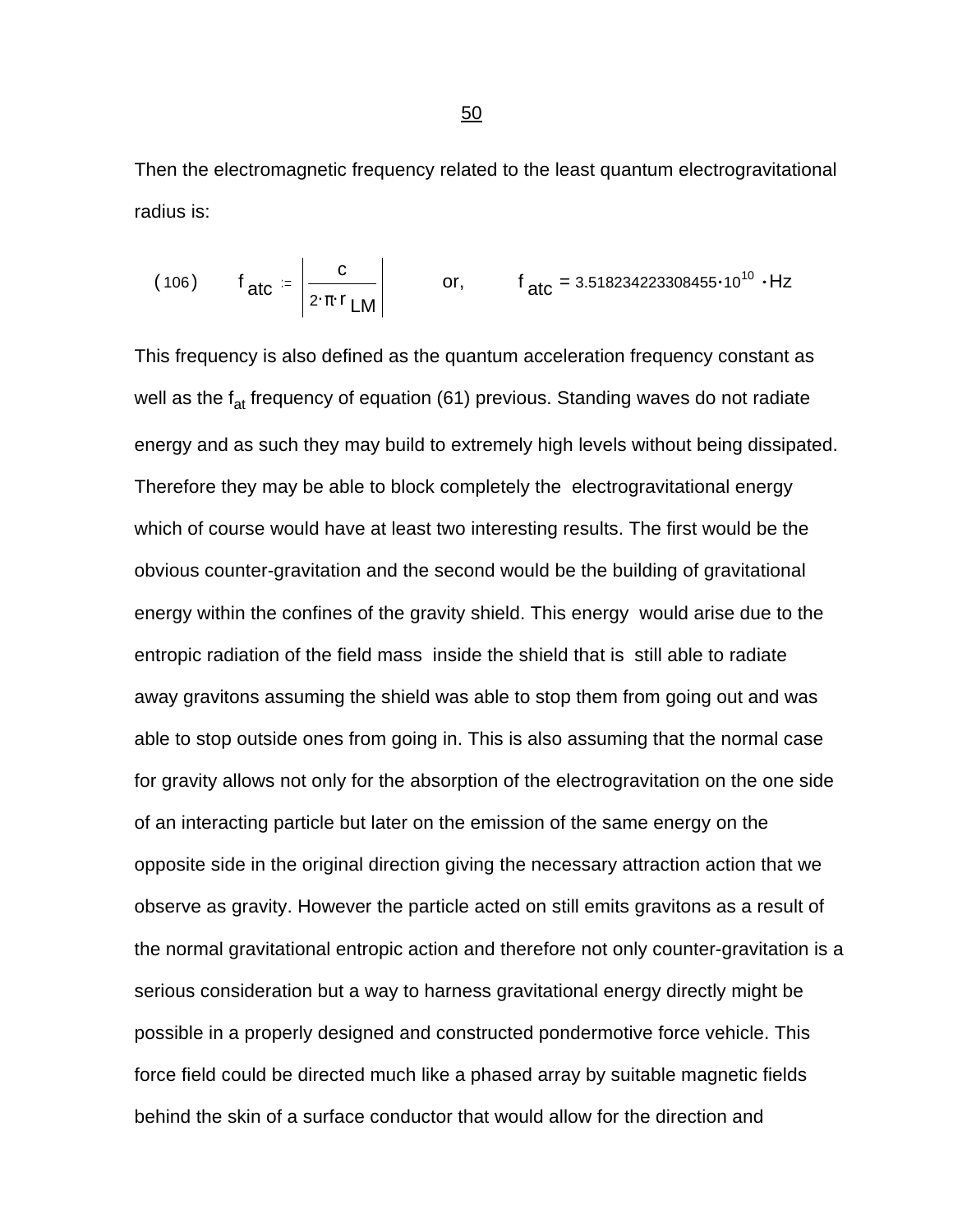Then the electromagnetic frequency related to the least quantum electrogravitational radius is:

$$(106) \qquad f_{atc} := \left| \frac{c}{2 \cdot \pi \cdot r_{LM}} \right| \qquad \text{or,} \qquad f_{atc} = 3.518234223308455 \cdot 10^{10} \cdot Hz$$

This frequency is also defined as the quantum acceleration frequency constant as well as the $f_{at}$ frequency of equation (61) previous. Standing waves do not radiate energy and as such they may build to extremely high levels without being dissipated. Therefore they may be able to block completely the electrogravitational energy which of course would have at least two interesting results. The first would be the obvious counter-gravitation and the second would be the building of gravitational energy within the confines of the gravity shield. This energy would arise due to the entropic radiation of the field mass inside the shield that is still able to radiate away gravitons assuming the shield was able to stop them from going out and was able to stop outside ones from going in. This is also assuming that the normal case for gravity allows not only for the absorption of the electrogravitation on the one side of an interacting particle but later on the emission of the same energy on the opposite side in the original direction giving the necessary attraction action that we observe as gravity. However the particle acted on still emits gravitons as a result of the normal gravitational entropic action and therefore not only counter-gravitation is a serious consideration but a way to harness gravitational energy directly might be possible in a properly designed and constructed pondermotive force vehicle. This force field could be directed much like a phased array by suitable magnetic fields behind the skin of a surface conductor that would allow for the direction and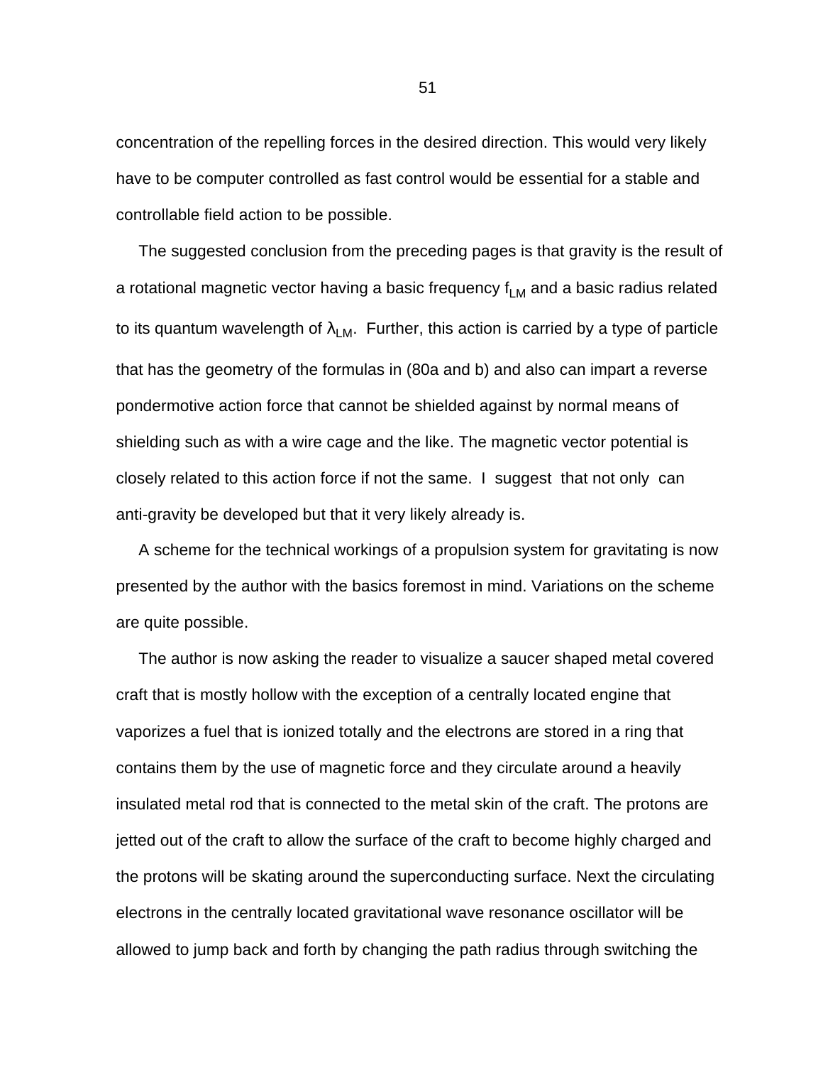concentration of the repelling forces in the desired direction. This would very likely have to be computer controlled as fast control would be essential for a stable and controllable field action to be possible.

The suggested conclusion from the preceding pages is that gravity is the result of a rotational magnetic vector having a basic frequency $f_{LM}$ and a basic radius related to its quantum wavelength of $\lambda_{LM}$. Further, this action is carried by a type of particle that has the geometry of the formulas in (80a and b) and also can impart a reverse pondermotive action force that cannot be shielded against by normal means of shielding such as with a wire cage and the like. The magnetic vector potential is closely related to this action force if not the same. I suggest that not only can anti-gravity be developed but that it very likely already is.

A scheme for the technical workings of a propulsion system for gravitating is now presented by the author with the basics foremost in mind. Variations on the scheme are quite possible.

The author is now asking the reader to visualize a saucer shaped metal covered craft that is mostly hollow with the exception of a centrally located engine that vaporizes a fuel that is ionized totally and the electrons are stored in a ring that contains them by the use of magnetic force and they circulate around a heavily insulated metal rod that is connected to the metal skin of the craft. The protons are jetted out of the craft to allow the surface of the craft to become highly charged and the protons will be skating around the superconducting surface. Next the circulating electrons in the centrally located gravitational wave resonance oscillator will be allowed to jump back and forth by changing the path radius through switching the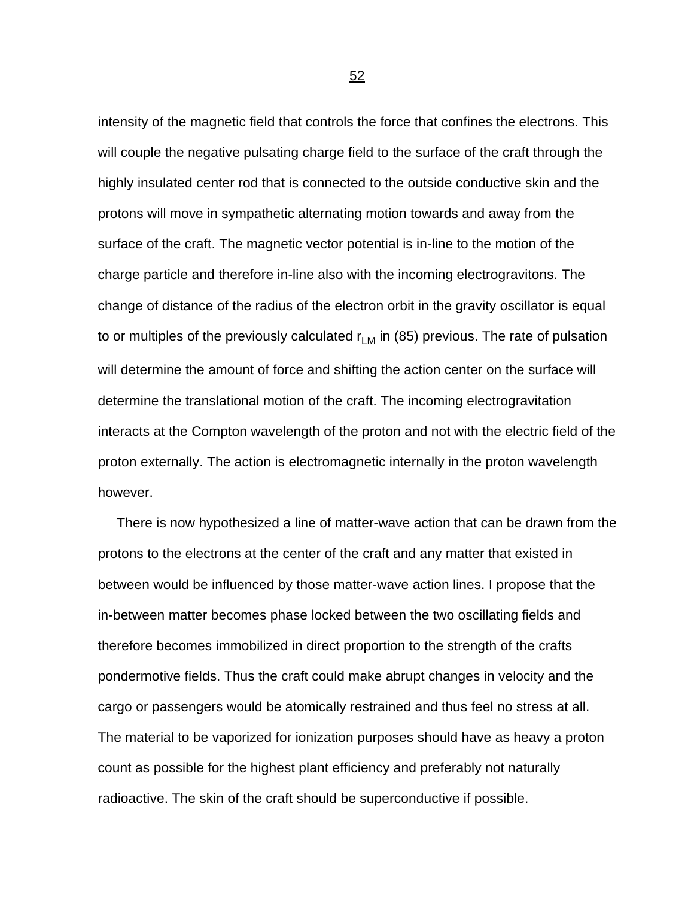intensity of the magnetic field that controls the force that confines the electrons. This will couple the negative pulsating charge field to the surface of the craft through the highly insulated center rod that is connected to the outside conductive skin and the protons will move in sympathetic alternating motion towards and away from the surface of the craft. The magnetic vector potential is in-line to the motion of the charge particle and therefore in-line also with the incoming electrogravitons. The change of distance of the radius of the electron orbit in the gravity oscillator is equal to or multiples of the previously calculated $r_{LM}$ in (85) previous. The rate of pulsation will determine the amount of force and shifting the action center on the surface will determine the translational motion of the craft. The incoming electrogravitation interacts at the Compton wavelength of the proton and not with the electric field of the proton externally. The action is electromagnetic internally in the proton wavelength however.

There is now hypothesized a line of matter-wave action that can be drawn from the protons to the electrons at the center of the craft and any matter that existed in between would be influenced by those matter-wave action lines. I propose that the in-between matter becomes phase locked between the two oscillating fields and therefore becomes immobilized in direct proportion to the strength of the crafts pondermotive fields. Thus the craft could make abrupt changes in velocity and the cargo or passengers would be atomically restrained and thus feel no stress at all. The material to be vaporized for ionization purposes should have as heavy a proton count as possible for the highest plant efficiency and preferably not naturally radioactive. The skin of the craft should be superconductive if possible.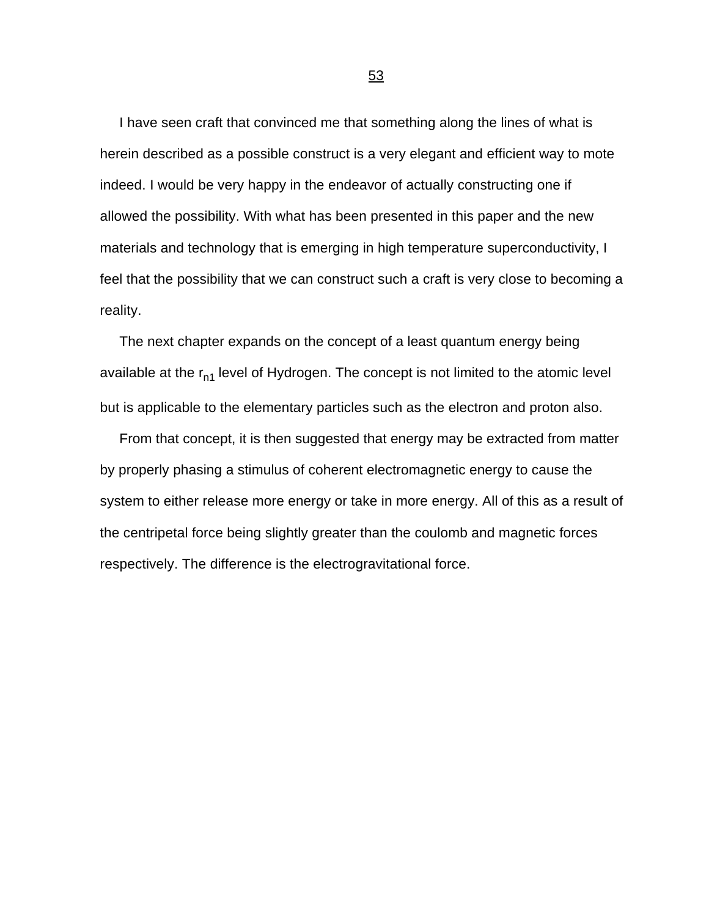I have seen craft that convinced me that something along the lines of what is herein described as a possible construct is a very elegant and efficient way to mote indeed. I would be very happy in the endeavor of actually constructing one if allowed the possibility. With what has been presented in this paper and the new materials and technology that is emerging in high temperature superconductivity, I feel that the possibility that we can construct such a craft is very close to becoming a reality.

The next chapter expands on the concept of a least quantum energy being available at the $r_{n1}$ level of Hydrogen. The concept is not limited to the atomic level but is applicable to the elementary particles such as the electron and proton also.

From that concept, it is then suggested that energy may be extracted from matter by properly phasing a stimulus of coherent electromagnetic energy to cause the system to either release more energy or take in more energy. All of this as a result of the centripetal force being slightly greater than the coulomb and magnetic forces respectively. The difference is the electrogravitational force.